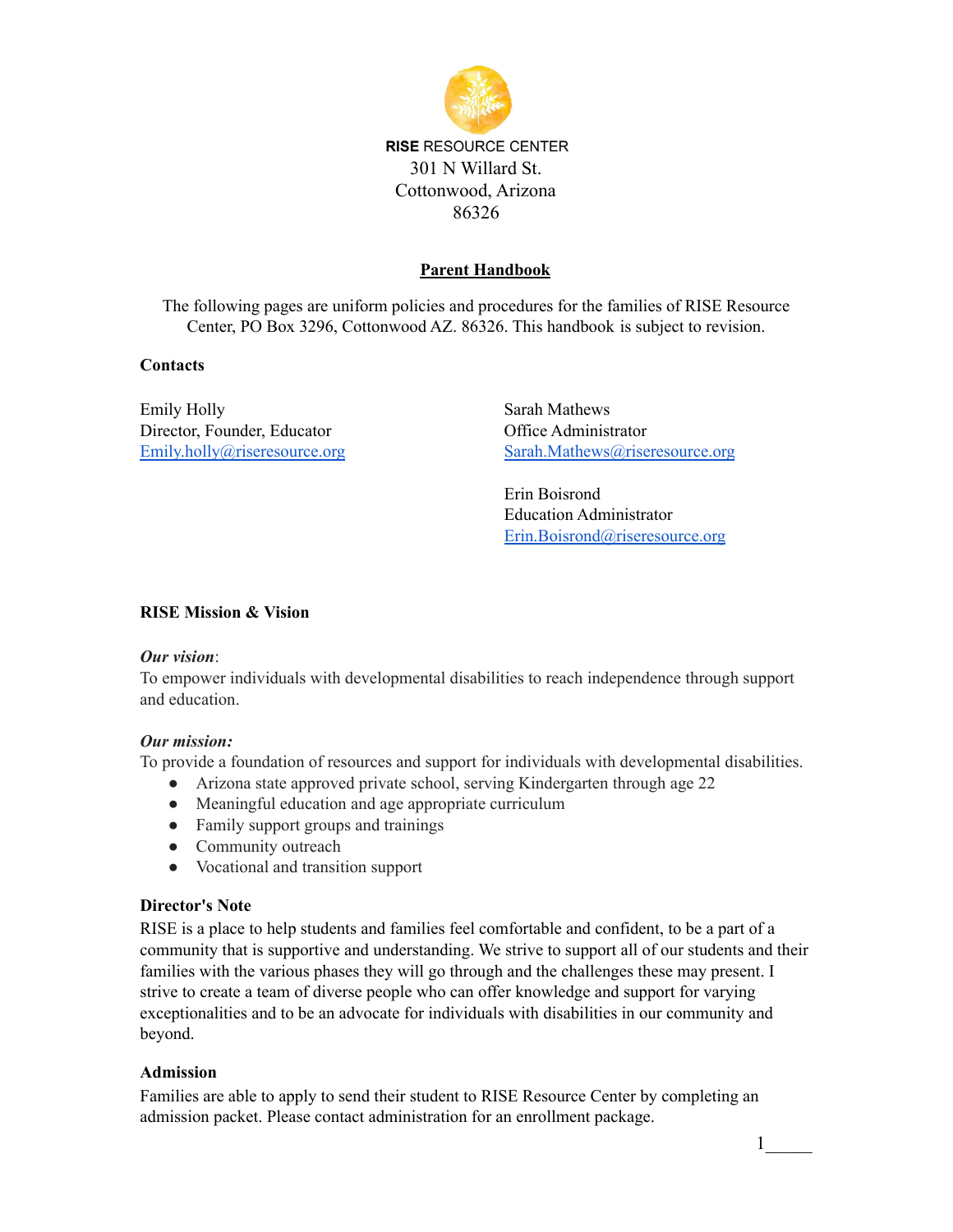**RISE** RESOURCE CENTER
301 N Willard St.
Cottonwood, Arizona
86326

# Parent Handbook

The following pages are uniform policies and procedures for the families of RISE Resource Center, PO Box 3296, Cottonwood AZ. 86326. This handbook is subject to revision.

## Contacts

Emily Holly
Director, Founder, Educator
Emily.holly@riseresource.org

Sarah Mathews
Office Administrator
Sarah.Mathews@riseresource.org

Erin Boisrond
Education Administrator
Erin.Boisrond@riseresource.org

## RISE Mission & Vision

***Our vision***:
To empower individuals with developmental disabilities to reach independence through support and education.

***Our mission:***
To provide a foundation of resources and support for individuals with developmental disabilities.

- Arizona state approved private school, serving Kindergarten through age 22
- Meaningful education and age appropriate curriculum
- Family support groups and trainings
- Community outreach
- Vocational and transition support

## Director's Note

RISE is a place to help students and families feel comfortable and confident, to be a part of a community that is supportive and understanding. We strive to support all of our students and their families with the various phases they will go through and the challenges these may present. I strive to create a team of diverse people who can offer knowledge and support for varying exceptionalities and to be an advocate for individuals with disabilities in our community and beyond.

## Admission

Families are able to apply to send their student to RISE Resource Center by completing an admission packet. Please contact administration for an enrollment package.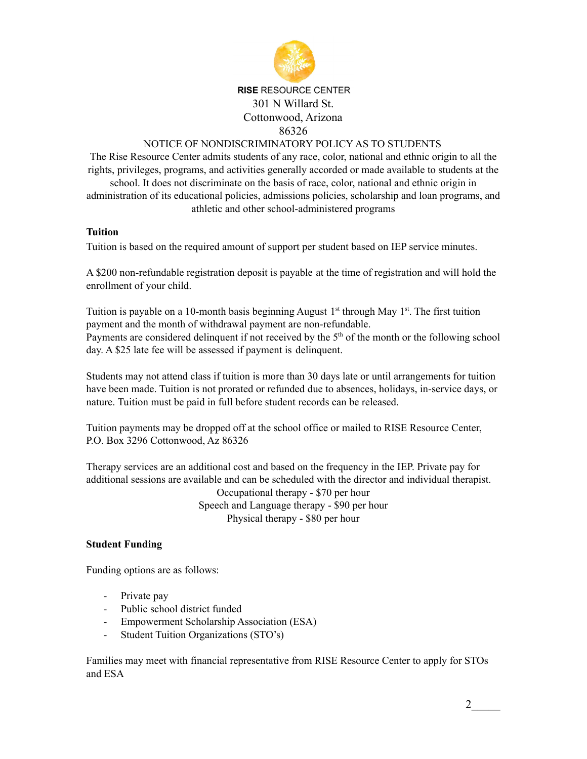**RISE** RESOURCE CENTER

301 N Willard St.

Cottonwood, Arizona

86326

NOTICE OF NONDISCRIMINATORY POLICY AS TO STUDENTS

The Rise Resource Center admits students of any race, color, national and ethnic origin to all the rights, privileges, programs, and activities generally accorded or made available to students at the school. It does not discriminate on the basis of race, color, national and ethnic origin in administration of its educational policies, admissions policies, scholarship and loan programs, and athletic and other school-administered programs

**Tuition**

Tuition is based on the required amount of support per student based on IEP service minutes.

A $200 non-refundable registration deposit is payable at the time of registration and will hold the enrollment of your child.

Tuition is payable on a 10-month basis beginning August 1st through May 1st. The first tuition payment and the month of withdrawal payment are non-refundable.
Payments are considered delinquent if not received by the 5th of the month or the following school day. A $25 late fee will be assessed if payment is delinquent.

Students may not attend class if tuition is more than 30 days late or until arrangements for tuition have been made. Tuition is not prorated or refunded due to absences, holidays, in-service days, or nature. Tuition must be paid in full before student records can be released.

Tuition payments may be dropped off at the school office or mailed to RISE Resource Center, P.O. Box 3296 Cottonwood, Az 86326

Therapy services are an additional cost and based on the frequency in the IEP. Private pay for additional sessions are available and can be scheduled with the director and individual therapist.

Occupational therapy - $70 per hour

Speech and Language therapy - $90 per hour

Physical therapy - $80 per hour

**Student Funding**

Funding options are as follows:

- Private pay
- Public school district funded
- Empowerment Scholarship Association (ESA)
- Student Tuition Organizations (STO's)

Families may meet with financial representative from RISE Resource Center to apply for STOs and ESA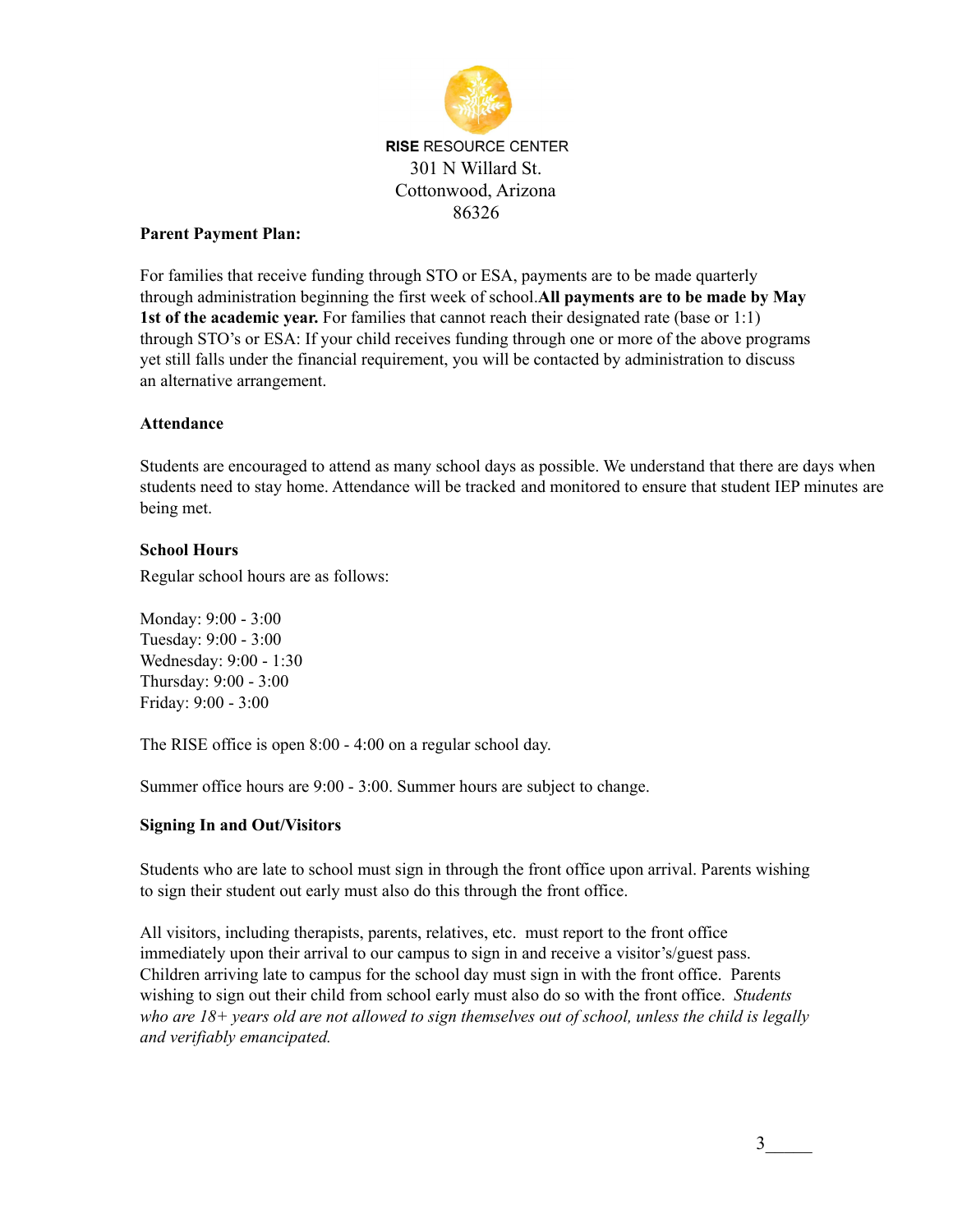**RISE** RESOURCE CENTER
301 N Willard St.
Cottonwood, Arizona
86326

**Parent Payment Plan:**

For families that receive funding through STO or ESA, payments are to be made quarterly through administration beginning the first week of school.**All payments are to be made by May 1st of the academic year.** For families that cannot reach their designated rate (base or 1:1) through STO's or ESA: If your child receives funding through one or more of the above programs yet still falls under the financial requirement, you will be contacted by administration to discuss an alternative arrangement.

**Attendance**

Students are encouraged to attend as many school days as possible. We understand that there are days when students need to stay home. Attendance will be tracked and monitored to ensure that student IEP minutes are being met.

**School Hours**

Regular school hours are as follows:

Monday: 9:00 - 3:00
Tuesday: 9:00 - 3:00
Wednesday: 9:00 - 1:30
Thursday: 9:00 - 3:00
Friday: 9:00 - 3:00

The RISE office is open 8:00 - 4:00 on a regular school day.

Summer office hours are 9:00 - 3:00. Summer hours are subject to change.

**Signing In and Out/Visitors**

Students who are late to school must sign in through the front office upon arrival. Parents wishing to sign their student out early must also do this through the front office.

All visitors, including therapists, parents, relatives, etc. must report to the front office immediately upon their arrival to our campus to sign in and receive a visitor's/guest pass. Children arriving late to campus for the school day must sign in with the front office. Parents wishing to sign out their child from school early must also do so with the front office. *Students who are 18+ years old are not allowed to sign themselves out of school, unless the child is legally and verifiably emancipated.*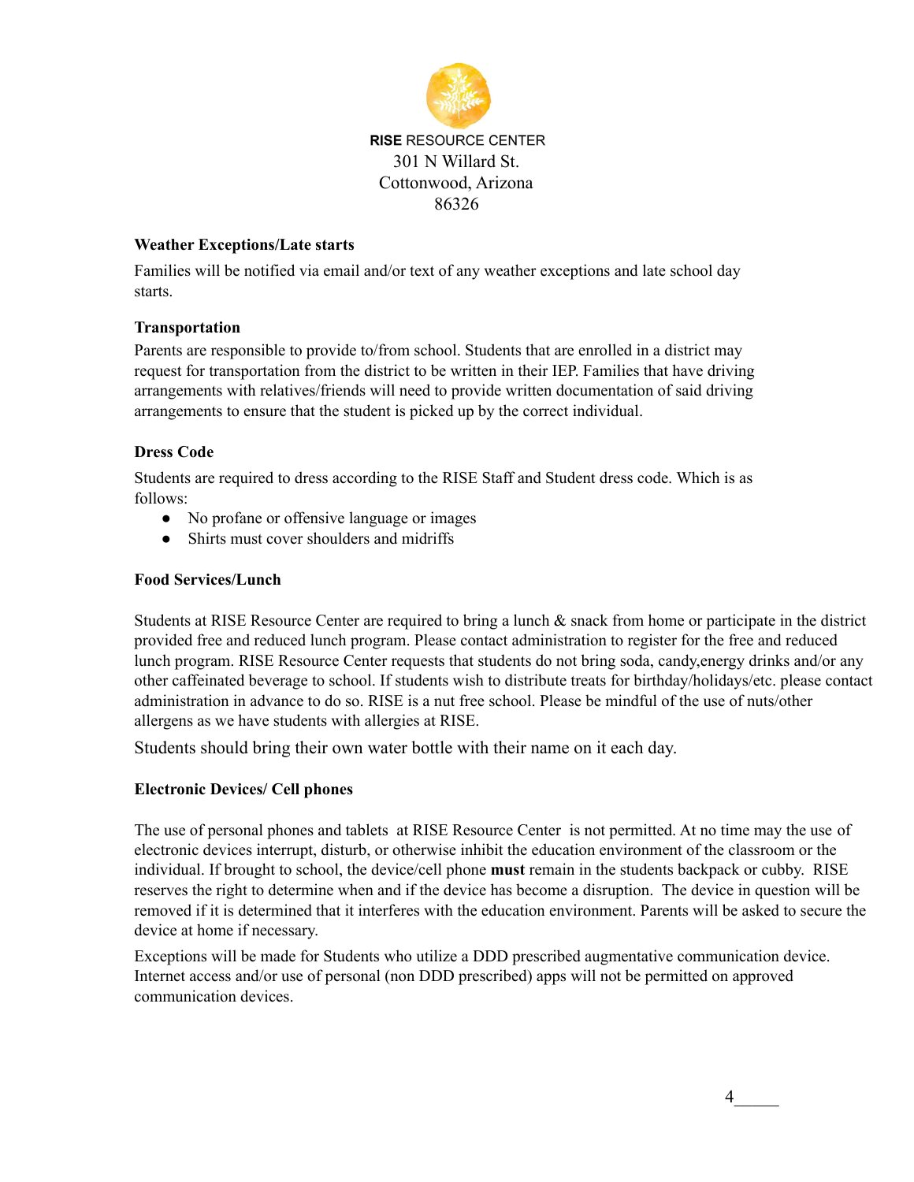**RISE** RESOURCE CENTER
301 N Willard St.
Cottonwood, Arizona
86326

### Weather Exceptions/Late starts

Families will be notified via email and/or text of any weather exceptions and late school day starts.

### Transportation

Parents are responsible to provide to/from school. Students that are enrolled in a district may request for transportation from the district to be written in their IEP. Families that have driving arrangements with relatives/friends will need to provide written documentation of said driving arrangements to ensure that the student is picked up by the correct individual.

### Dress Code

Students are required to dress according to the RISE Staff and Student dress code. Which is as follows:

- No profane or offensive language or images
- Shirts must cover shoulders and midriffs

### Food Services/Lunch

Students at RISE Resource Center are required to bring a lunch & snack from home or participate in the district provided free and reduced lunch program. Please contact administration to register for the free and reduced lunch program. RISE Resource Center requests that students do not bring soda, candy,energy drinks and/or any other caffeinated beverage to school. If students wish to distribute treats for birthday/holidays/etc. please contact administration in advance to do so. RISE is a nut free school. Please be mindful of the use of nuts/other allergens as we have students with allergies at RISE.

Students should bring their own water bottle with their name on it each day.

### Electronic Devices/ Cell phones

The use of personal phones and tablets at RISE Resource Center is not permitted. At no time may the use of electronic devices interrupt, disturb, or otherwise inhibit the education environment of the classroom or the individual. If brought to school, the device/cell phone **must** remain in the students backpack or cubby. RISE reserves the right to determine when and if the device has become a disruption. The device in question will be removed if it is determined that it interferes with the education environment. Parents will be asked to secure the device at home if necessary.

Exceptions will be made for Students who utilize a DDD prescribed augmentative communication device. Internet access and/or use of personal (non DDD prescribed) apps will not be permitted on approved communication devices.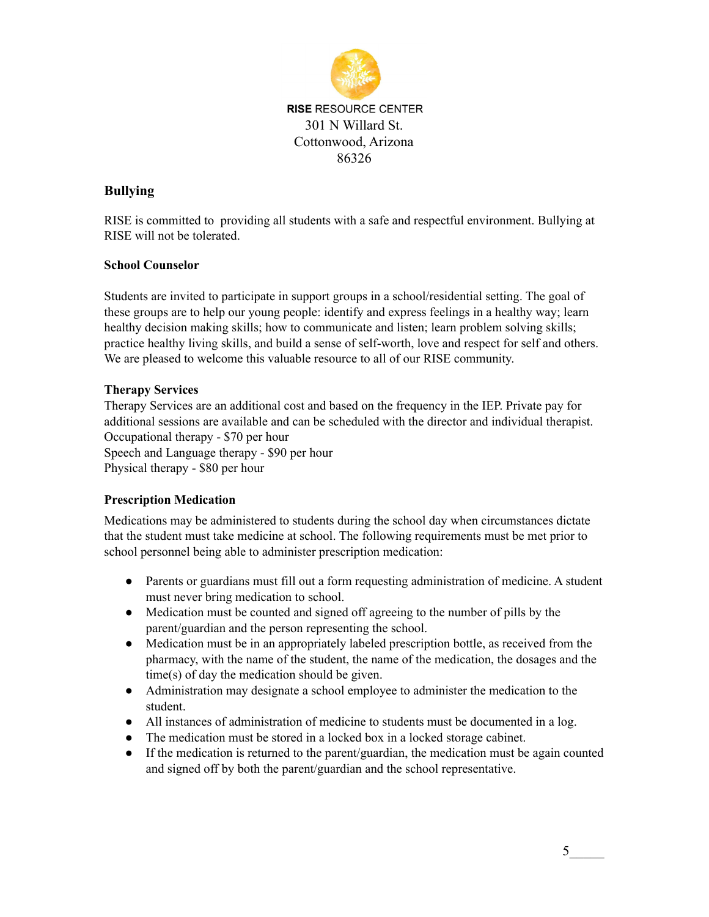RISE RESOURCE CENTER
301 N Willard St.
Cottonwood, Arizona
86326

## Bullying

RISE is committed to providing all students with a safe and respectful environment. Bullying at RISE will not be tolerated.

### School Counselor

Students are invited to participate in support groups in a school/residential setting. The goal of these groups are to help our young people: identify and express feelings in a healthy way; learn healthy decision making skills; how to communicate and listen; learn problem solving skills; practice healthy living skills, and build a sense of self-worth, love and respect for self and others. We are pleased to welcome this valuable resource to all of our RISE community.

### Therapy Services

Therapy Services are an additional cost and based on the frequency in the IEP. Private pay for additional sessions are available and can be scheduled with the director and individual therapist.
Occupational therapy - $70 per hour
Speech and Language therapy - $90 per hour
Physical therapy - $80 per hour

### Prescription Medication

Medications may be administered to students during the school day when circumstances dictate that the student must take medicine at school. The following requirements must be met prior to school personnel being able to administer prescription medication:

- Parents or guardians must fill out a form requesting administration of medicine. A student must never bring medication to school.
- Medication must be counted and signed off agreeing to the number of pills by the parent/guardian and the person representing the school.
- Medication must be in an appropriately labeled prescription bottle, as received from the pharmacy, with the name of the student, the name of the medication, the dosages and the time(s) of day the medication should be given.
- Administration may designate a school employee to administer the medication to the student.
- All instances of administration of medicine to students must be documented in a log.
- The medication must be stored in a locked box in a locked storage cabinet.
- If the medication is returned to the parent/guardian, the medication must be again counted and signed off by both the parent/guardian and the school representative.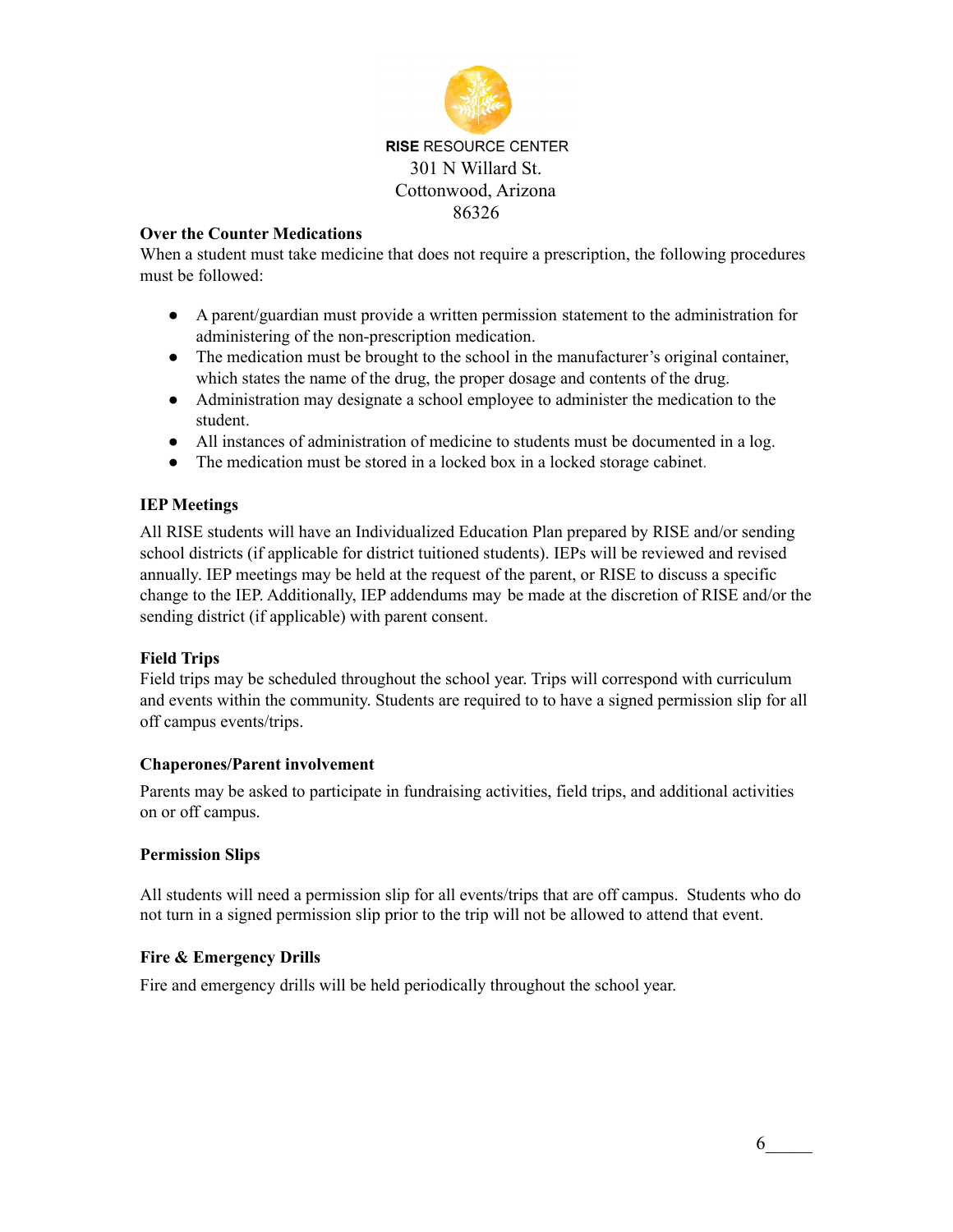**RISE** RESOURCE CENTER
301 N Willard St.
Cottonwood, Arizona
86326

### Over the Counter Medications

When a student must take medicine that does not require a prescription, the following procedures must be followed:

- A parent/guardian must provide a written permission statement to the administration for administering of the non-prescription medication.
- The medication must be brought to the school in the manufacturer's original container, which states the name of the drug, the proper dosage and contents of the drug.
- Administration may designate a school employee to administer the medication to the student.
- All instances of administration of medicine to students must be documented in a log.
- The medication must be stored in a locked box in a locked storage cabinet.

### IEP Meetings

All RISE students will have an Individualized Education Plan prepared by RISE and/or sending school districts (if applicable for district tuitioned students). IEPs will be reviewed and revised annually. IEP meetings may be held at the request of the parent, or RISE to discuss a specific change to the IEP. Additionally, IEP addendums may be made at the discretion of RISE and/or the sending district (if applicable) with parent consent.

### Field Trips

Field trips may be scheduled throughout the school year. Trips will correspond with curriculum and events within the community. Students are required to to have a signed permission slip for all off campus events/trips.

### Chaperones/Parent involvement

Parents may be asked to participate in fundraising activities, field trips, and additional activities on or off campus.

### Permission Slips

All students will need a permission slip for all events/trips that are off campus. Students who do not turn in a signed permission slip prior to the trip will not be allowed to attend that event.

### Fire & Emergency Drills

Fire and emergency drills will be held periodically throughout the school year.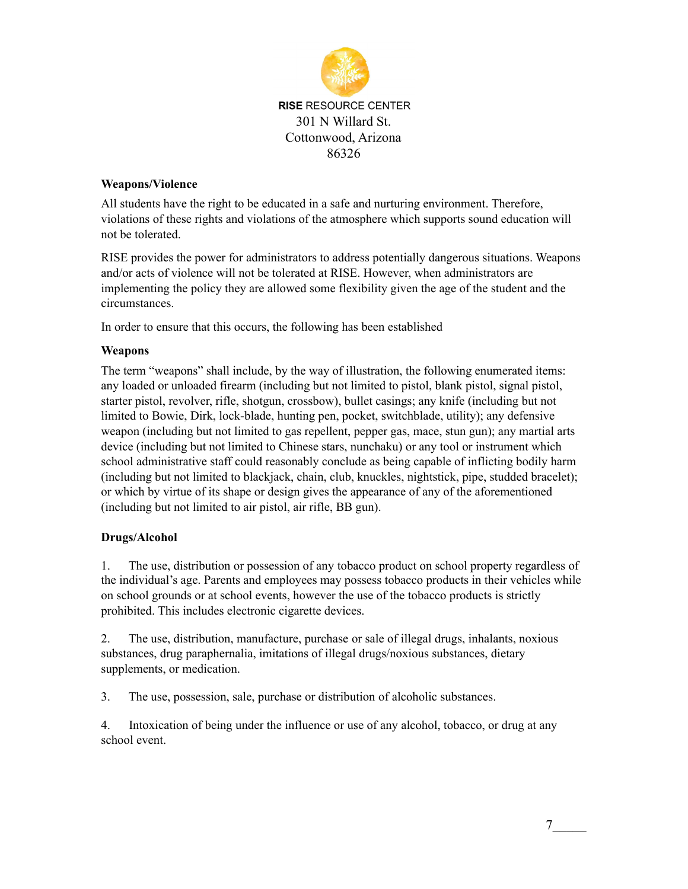**RISE** RESOURCE CENTER
301 N Willard St.
Cottonwood, Arizona
86326

**Weapons/Violence**

All students have the right to be educated in a safe and nurturing environment. Therefore, violations of these rights and violations of the atmosphere which supports sound education will not be tolerated.

RISE provides the power for administrators to address potentially dangerous situations. Weapons and/or acts of violence will not be tolerated at RISE. However, when administrators are implementing the policy they are allowed some flexibility given the age of the student and the circumstances.

In order to ensure that this occurs, the following has been established

**Weapons**

The term "weapons" shall include, by the way of illustration, the following enumerated items: any loaded or unloaded firearm (including but not limited to pistol, blank pistol, signal pistol, starter pistol, revolver, rifle, shotgun, crossbow), bullet casings; any knife (including but not limited to Bowie, Dirk, lock-blade, hunting pen, pocket, switchblade, utility); any defensive weapon (including but not limited to gas repellent, pepper gas, mace, stun gun); any martial arts device (including but not limited to Chinese stars, nunchaku) or any tool or instrument which school administrative staff could reasonably conclude as being capable of inflicting bodily harm (including but not limited to blackjack, chain, club, knuckles, nightstick, pipe, studded bracelet); or which by virtue of its shape or design gives the appearance of any of the aforementioned (including but not limited to air pistol, air rifle, BB gun).

**Drugs/Alcohol**

1. The use, distribution or possession of any tobacco product on school property regardless of the individual's age. Parents and employees may possess tobacco products in their vehicles while on school grounds or at school events, however the use of the tobacco products is strictly prohibited. This includes electronic cigarette devices.

2. The use, distribution, manufacture, purchase or sale of illegal drugs, inhalants, noxious substances, drug paraphernalia, imitations of illegal drugs/noxious substances, dietary supplements, or medication.

3. The use, possession, sale, purchase or distribution of alcoholic substances.

4. Intoxication of being under the influence or use of any alcohol, tobacco, or drug at any school event.

7_____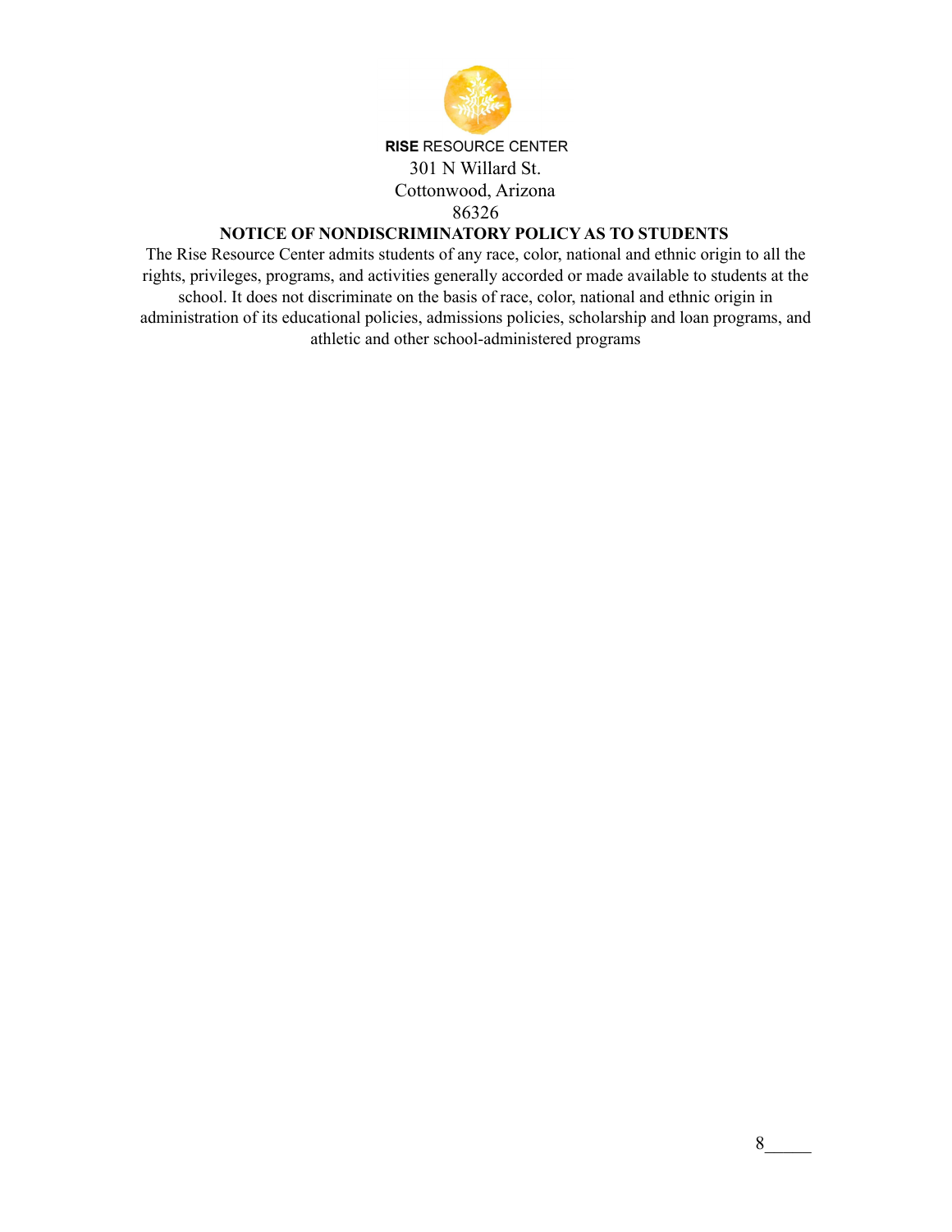**RISE** RESOURCE CENTER

301 N Willard St.

Cottonwood, Arizona

86326

## NOTICE OF NONDISCRIMINATORY POLICY AS TO STUDENTS

The Rise Resource Center admits students of any race, color, national and ethnic origin to all the rights, privileges, programs, and activities generally accorded or made available to students at the school. It does not discriminate on the basis of race, color, national and ethnic origin in administration of its educational policies, admissions policies, scholarship and loan programs, and athletic and other school-administered programs